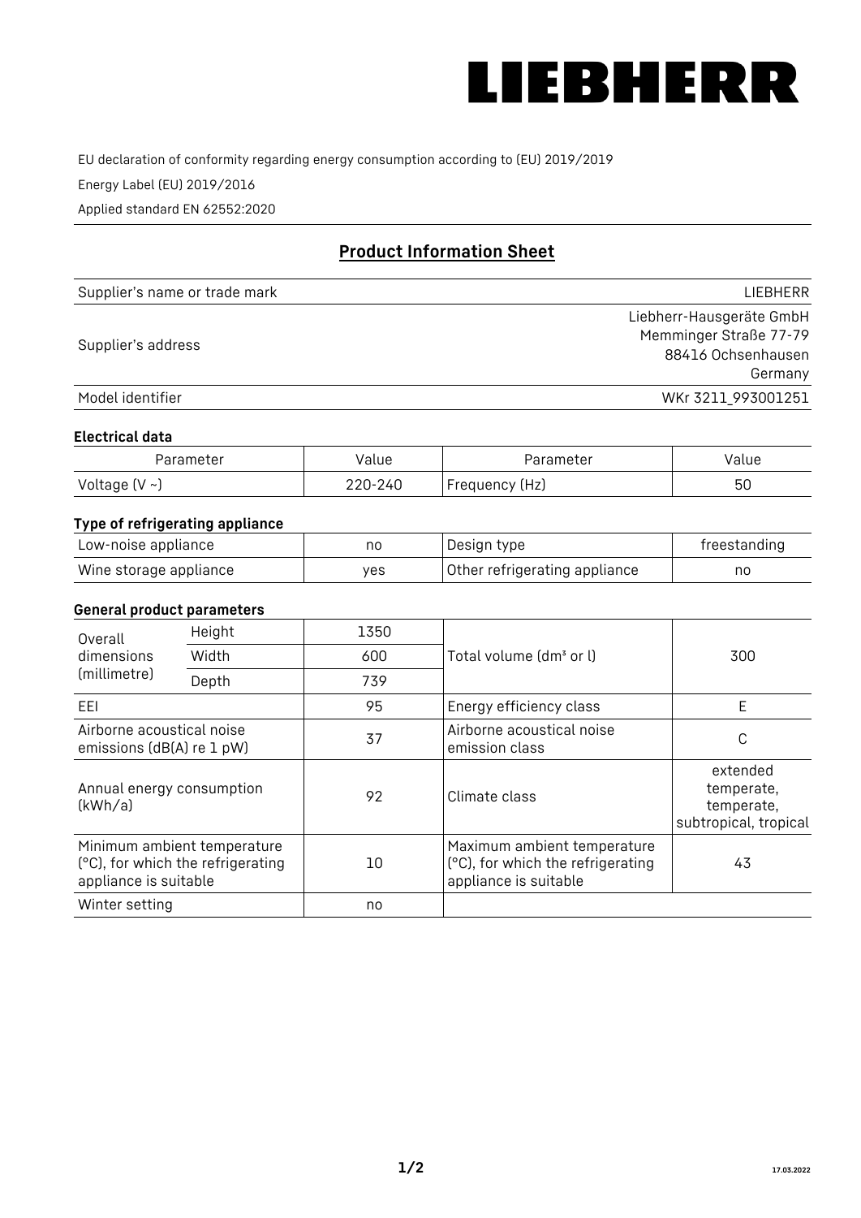# LIEBHERR

EU declaration of conformity regarding energy consumption according to (EU) 2019/2019

Energy Label (EU) 2019/2016

Applied standard EN 62552:2020

## Product Information Sheet

| | |
|---|---|
| Supplier's name or trade mark | LIEBHERR |
| Supplier's address | Liebherr-Hausgeräte GmbH<br>Memminger Straße 77-79<br>88416 Ochsenhausen<br>Germany |
| Model identifier | WKr 3211_993001251 |

### Electrical data

| Parameter | Value | Parameter | Value |
|---|---|---|---|
| Voltage (V ~) | 220-240 | Frequency (Hz) | 50 |

### Type of refrigerating appliance

| | | | |
|---|---|---|---|
| Low-noise appliance | no | Design type | freestanding |
| Wine storage appliance | yes | Other refrigerating appliance | no |

### General product parameters

| | | | | |
|---|---|---|---|---|
| Overall dimensions (millimetre) | Height | 1350 | Total volume (dm³ or l) | 300 |
| | Width | 600 | | |
| | Depth | 739 | | |
| EEI | | 95 | Energy efficiency class | E |
| Airborne acoustical noise emissions (dB(A) re 1 pW) | | 37 | Airborne acoustical noise emission class | C |
| Annual energy consumption (kWh/a) | | 92 | Climate class | extended temperate, temperate, subtropical, tropical |
| Minimum ambient temperature (°C), for which the refrigerating appliance is suitable | | 10 | Maximum ambient temperature (°C), for which the refrigerating appliance is suitable | 43 |
| Winter setting | | no | | |

17.03.2022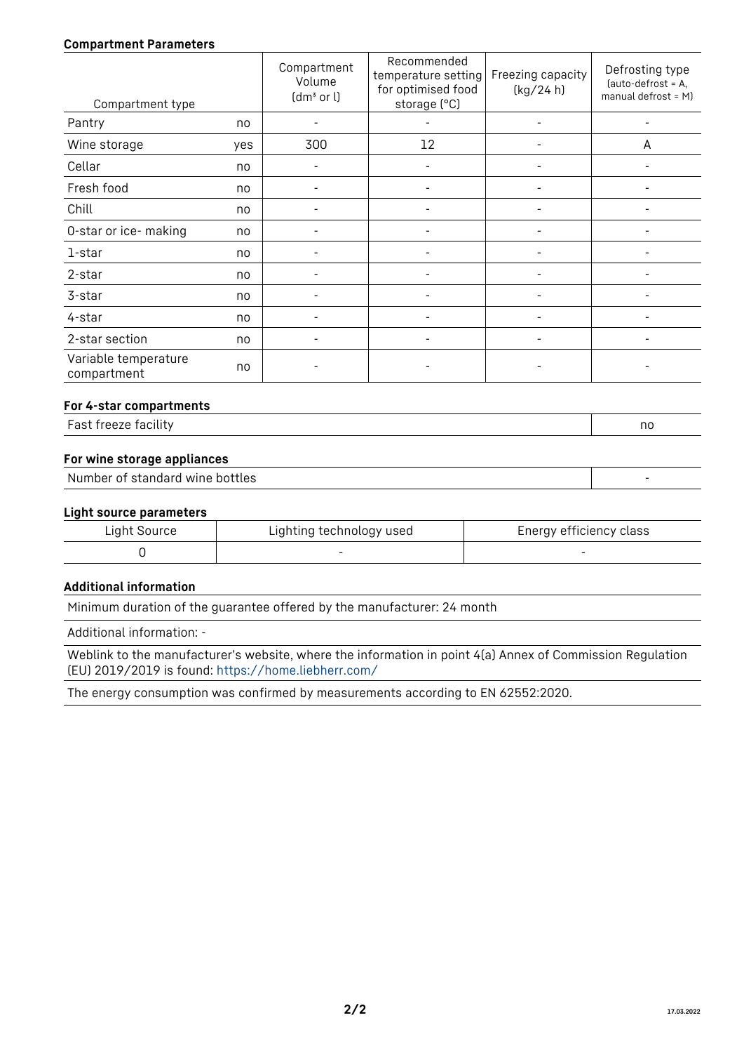**Compartment Parameters**

| Compartment type | | Compartment Volume (dm³ or l) | Recommended temperature setting for optimised food storage (°C) | Freezing capacity (kg/24 h) | Defrosting type (auto-defrost = A, manual defrost = M) |
|---|---|---|---|---|---|
| Pantry | no | - | - | - | - |
| Wine storage | yes | 300 | 12 | - | A |
| Cellar | no | - | - | - | - |
| Fresh food | no | - | - | - | - |
| Chill | no | - | - | - | - |
| 0-star or ice- making | no | - | - | - | - |
| 1-star | no | - | - | - | - |
| 2-star | no | - | - | - | - |
| 3-star | no | - | - | - | - |
| 4-star | no | - | - | - | - |
| 2-star section | no | - | - | - | - |
| Variable temperature compartment | no | - | - | - | - |

**For 4-star compartments**

| | |
|---|---|
| Fast freeze facility | no |

**For wine storage appliances**

| | |
|---|---|
| Number of standard wine bottles | - |

**Light source parameters**

| Light Source | Lighting technology used | Energy efficiency class |
|---|---|---|
| 0 | - | - |

**Additional information**

Minimum duration of the guarantee offered by the manufacturer: 24 month

Additional information: -

Weblink to the manufacturer's website, where the information in point 4(a) Annex of Commission Regulation (EU) 2019/2019 is found: https://home.liebherr.com/

The energy consumption was confirmed by measurements according to EN 62552:2020.

17.03.2022